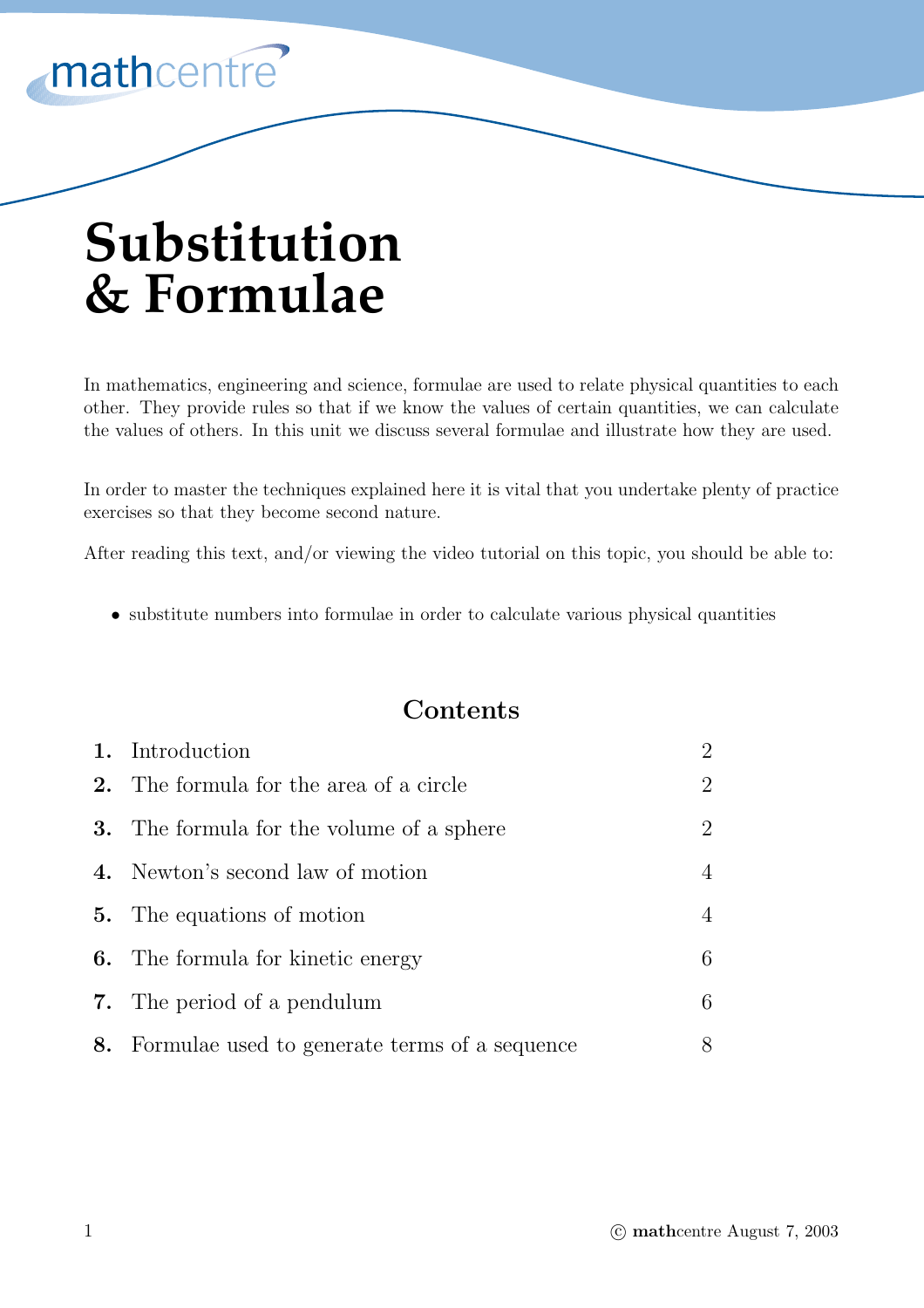# Substitution & Formulae

In mathematics, engineering and science, formulae are used to relate physical quantities to each other. They provide rules so that if we know the values of certain quantities, we can calculate the values of others. In this unit we discuss several formulae and illustrate how they are used.

In order to master the techniques explained here it is vital that you undertake plenty of practice exercises so that they become second nature.

After reading this text, and/or viewing the video tutorial on this topic, you should be able to:

- substitute numbers into formulae in order to calculate various physical quantities

## Contents

| | | |
|---|---|---|
| **1.** | Introduction | 2 |
| **2.** | The formula for the area of a circle | 2 |
| **3.** | The formula for the volume of a sphere | 2 |
| **4.** | Newton's second law of motion | 4 |
| **5.** | The equations of motion | 4 |
| **6.** | The formula for kinetic energy | 6 |
| **7.** | The period of a pendulum | 6 |
| **8.** | Formulae used to generate terms of a sequence | 8 |

© **math**centre August 7, 2003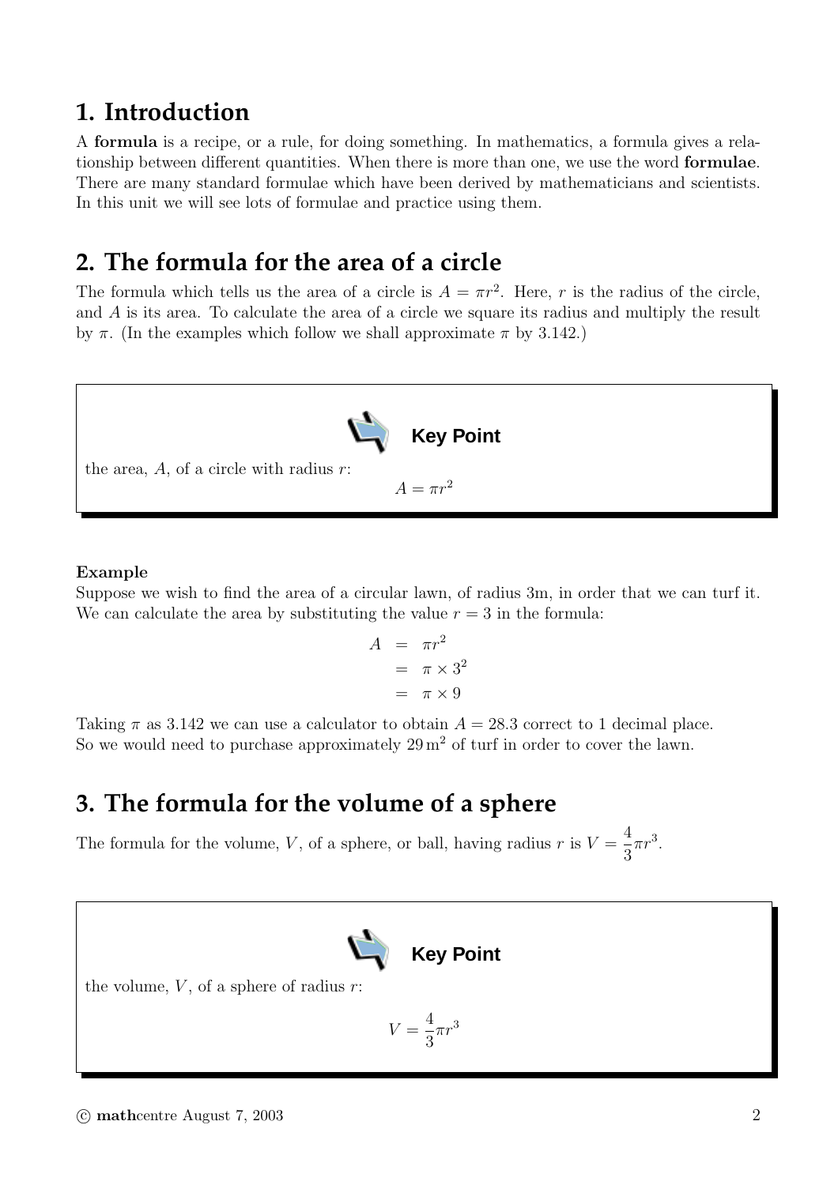## 1. Introduction

A **formula** is a recipe, or a rule, for doing something. In mathematics, a formula gives a relationship between different quantities. When there is more than one, we use the word **formulae**. There are many standard formulae which have been derived by mathematicians and scientists. In this unit we will see lots of formulae and practice using them.

## 2. The formula for the area of a circle

The formula which tells us the area of a circle is $A = \pi r^2$. Here, $r$ is the radius of the circle, and $A$ is its area. To calculate the area of a circle we square its radius and multiply the result by $\pi$. (In the examples which follow we shall approximate $\pi$ by 3.142.)

**Key Point**

the area, $A$, of a circle with radius $r$:

$$A = \pi r^2$$

**Example**

Suppose we wish to find the area of a circular lawn, of radius 3m, in order that we can turf it. We can calculate the area by substituting the value $r = 3$ in the formula:

$$\begin{aligned} A &= \pi r^2 \\ &= \pi \times 3^2 \\ &= \pi \times 9 \end{aligned}$$

Taking $\pi$ as 3.142 we can use a calculator to obtain $A = 28.3$ correct to 1 decimal place. So we would need to purchase approximately $29\,\text{m}^2$ of turf in order to cover the lawn.

## 3. The formula for the volume of a sphere

The formula for the volume, $V$, of a sphere, or ball, having radius $r$ is $V = \frac{4}{3}\pi r^3$.

**Key Point**

the volume, $V$, of a sphere of radius $r$:

$$V = \frac{4}{3}\pi r^3$$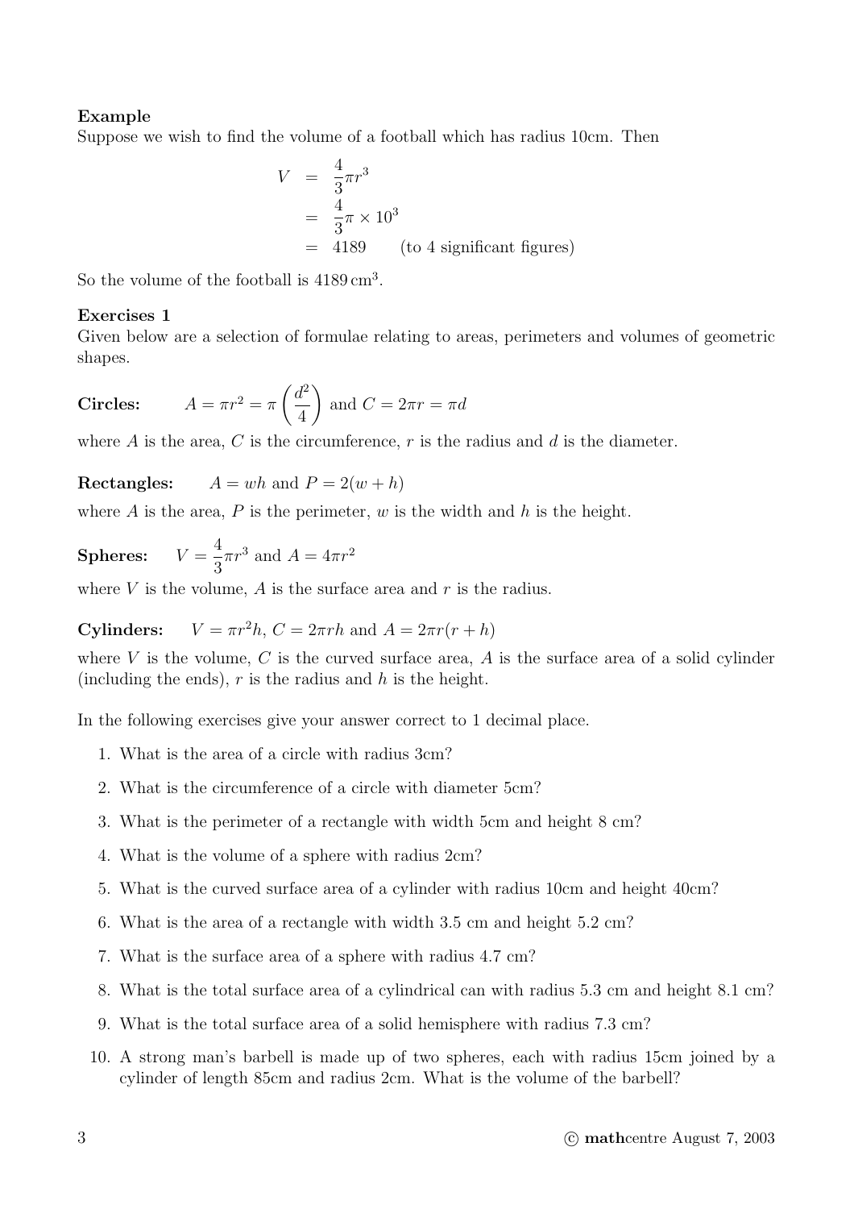**Example**

Suppose we wish to find the volume of a football which has radius 10cm. Then

$$
\begin{aligned}
V &= \frac{4}{3}\pi r^3 \\
&= \frac{4}{3}\pi \times 10^3 \\
&= 4189 \qquad \text{(to 4 significant figures)}
\end{aligned}
$$

So the volume of the football is $4189\,\text{cm}^3$.

**Exercises 1**

Given below are a selection of formulae relating to areas, perimeters and volumes of geometric shapes.

**Circles:** $A = \pi r^2 = \pi\left(\frac{d^2}{4}\right)$ and $C = 2\pi r = \pi d$

where $A$ is the area, $C$ is the circumference, $r$ is the radius and $d$ is the diameter.

**Rectangles:** $A = wh$ and $P = 2(w + h)$

where $A$ is the area, $P$ is the perimeter, $w$ is the width and $h$ is the height.

**Spheres:** $V = \frac{4}{3}\pi r^3$ and $A = 4\pi r^2$

where $V$ is the volume, $A$ is the surface area and $r$ is the radius.

**Cylinders:** $V = \pi r^2 h$, $C = 2\pi r h$ and $A = 2\pi r(r + h)$

where $V$ is the volume, $C$ is the curved surface area, $A$ is the surface area of a solid cylinder (including the ends), $r$ is the radius and $h$ is the height.

In the following exercises give your answer correct to 1 decimal place.

1. What is the area of a circle with radius 3cm?
2. What is the circumference of a circle with diameter 5cm?
3. What is the perimeter of a rectangle with width 5cm and height 8 cm?
4. What is the volume of a sphere with radius 2cm?
5. What is the curved surface area of a cylinder with radius 10cm and height 40cm?
6. What is the area of a rectangle with width 3.5 cm and height 5.2 cm?
7. What is the surface area of a sphere with radius 4.7 cm?
8. What is the total surface area of a cylindrical can with radius 5.3 cm and height 8.1 cm?
9. What is the total surface area of a solid hemisphere with radius 7.3 cm?
10. A strong man's barbell is made up of two spheres, each with radius 15cm joined by a cylinder of length 85cm and radius 2cm. What is the volume of the barbell?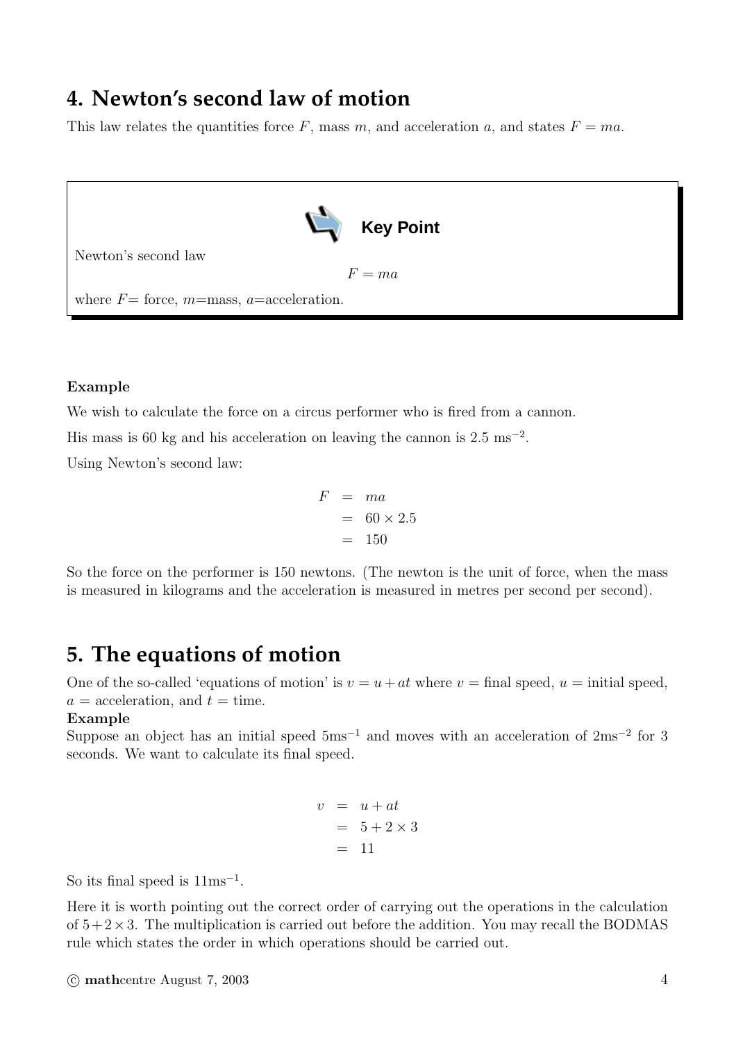## 4. Newton's second law of motion

This law relates the quantities force $F$, mass $m$, and acceleration $a$, and states $F = ma$.

> **Key Point**
>
> Newton's second law
>
> $$F = ma$$
>
> where $F$= force, $m$=mass, $a$=acceleration.

**Example**

We wish to calculate the force on a circus performer who is fired from a cannon.

His mass is 60 kg and his acceleration on leaving the cannon is 2.5 $\text{ms}^{-2}$.

Using Newton's second law:

$$\begin{aligned} F &= ma \\ &= 60 \times 2.5 \\ &= 150 \end{aligned}$$

So the force on the performer is 150 newtons. (The newton is the unit of force, when the mass is measured in kilograms and the acceleration is measured in metres per second per second).

## 5. The equations of motion

One of the so-called 'equations of motion' is $v = u + at$ where $v$ = final speed, $u$ = initial speed, $a$ = acceleration, and $t$ = time.

**Example**

Suppose an object has an initial speed $5\text{ms}^{-1}$ and moves with an acceleration of $2\text{ms}^{-2}$ for 3 seconds. We want to calculate its final speed.

$$\begin{aligned} v &= u + at \\ &= 5 + 2 \times 3 \\ &= 11 \end{aligned}$$

So its final speed is $11\text{ms}^{-1}$.

Here it is worth pointing out the correct order of carrying out the operations in the calculation of $5 + 2 \times 3$. The multiplication is carried out before the addition. You may recall the BODMAS rule which states the order in which operations should be carried out.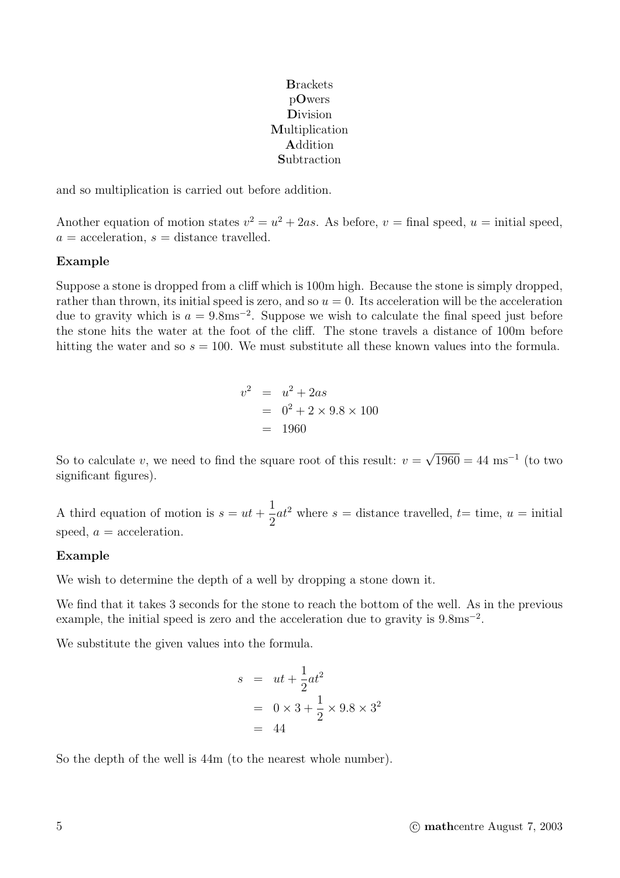**B**rackets
p**O**wers
**D**ivision
**M**ultiplication
**A**ddition
**S**ubtraction

and so multiplication is carried out before addition.

Another equation of motion states $v^2 = u^2 + 2as$. As before, $v$ = final speed, $u$ = initial speed, $a$ = acceleration, $s$ = distance travelled.

**Example**

Suppose a stone is dropped from a cliff which is 100m high. Because the stone is simply dropped, rather than thrown, its initial speed is zero, and so $u = 0$. Its acceleration will be the acceleration due to gravity which is $a = 9.8\text{ms}^{-2}$. Suppose we wish to calculate the final speed just before the stone hits the water at the foot of the cliff. The stone travels a distance of 100m before hitting the water and so $s = 100$. We must substitute all these known values into the formula.

$$\begin{aligned} v^2 &= u^2 + 2as \\ &= 0^2 + 2 \times 9.8 \times 100 \\ &= 1960 \end{aligned}$$

So to calculate $v$, we need to find the square root of this result: $v = \sqrt{1960} = 44\text{ ms}^{-1}$ (to two significant figures).

A third equation of motion is $s = ut + \frac{1}{2}at^2$ where $s$ = distance travelled, $t$= time, $u$ = initial speed, $a$ = acceleration.

**Example**

We wish to determine the depth of a well by dropping a stone down it.

We find that it takes 3 seconds for the stone to reach the bottom of the well. As in the previous example, the initial speed is zero and the acceleration due to gravity is $9.8\text{ms}^{-2}$.

We substitute the given values into the formula.

$$\begin{aligned} s &= ut + \frac{1}{2}at^2 \\ &= 0 \times 3 + \frac{1}{2} \times 9.8 \times 3^2 \\ &= 44 \end{aligned}$$

So the depth of the well is 44m (to the nearest whole number).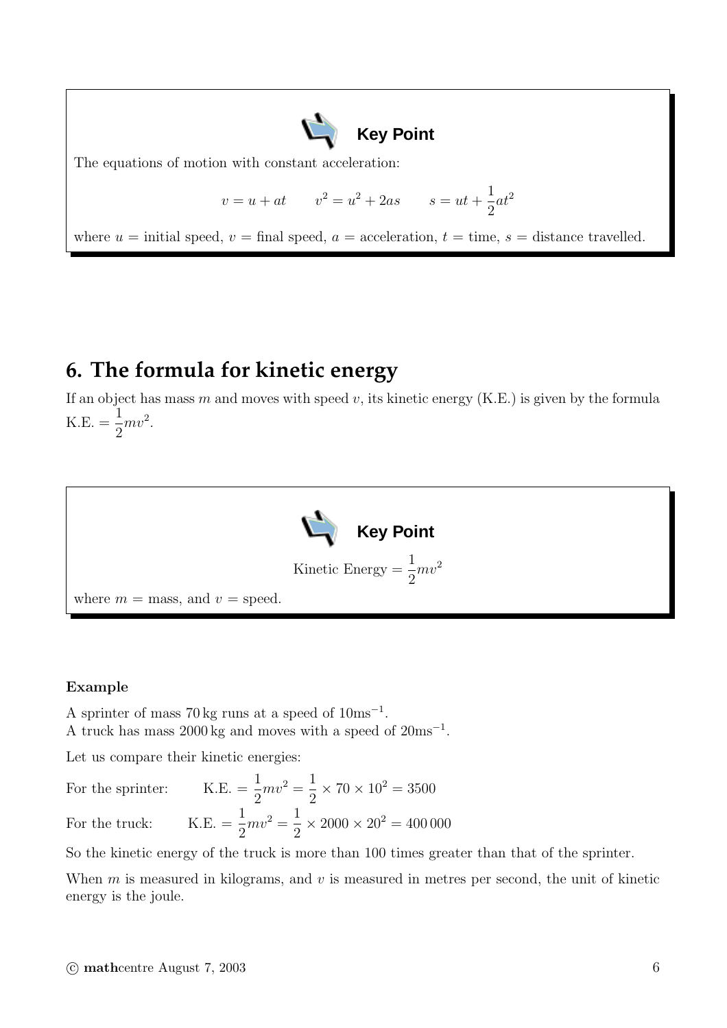**Key Point**

The equations of motion with constant acceleration:

$$v = u + at \qquad v^2 = u^2 + 2as \qquad s = ut + \frac{1}{2}at^2$$

where $u$ = initial speed, $v$ = final speed, $a$ = acceleration, $t$ = time, $s$ = distance travelled.

## 6. The formula for kinetic energy

If an object has mass $m$ and moves with speed $v$, its kinetic energy (K.E.) is given by the formula K.E. $= \frac{1}{2}mv^2$.

**Key Point**

$$\text{Kinetic Energy} = \frac{1}{2}mv^2$$

where $m$ = mass, and $v$ = speed.

**Example**

A sprinter of mass 70 kg runs at a speed of $10\text{ms}^{-1}$.
A truck has mass 2000 kg and moves with a speed of $20\text{ms}^{-1}$.

Let us compare their kinetic energies:

For the sprinter: $\quad \text{K.E.} = \frac{1}{2}mv^2 = \frac{1}{2} \times 70 \times 10^2 = 3500$

For the truck: $\quad \text{K.E.} = \frac{1}{2}mv^2 = \frac{1}{2} \times 2000 \times 20^2 = 400\,000$

So the kinetic energy of the truck is more than 100 times greater than that of the sprinter.

When $m$ is measured in kilograms, and $v$ is measured in metres per second, the unit of kinetic energy is the joule.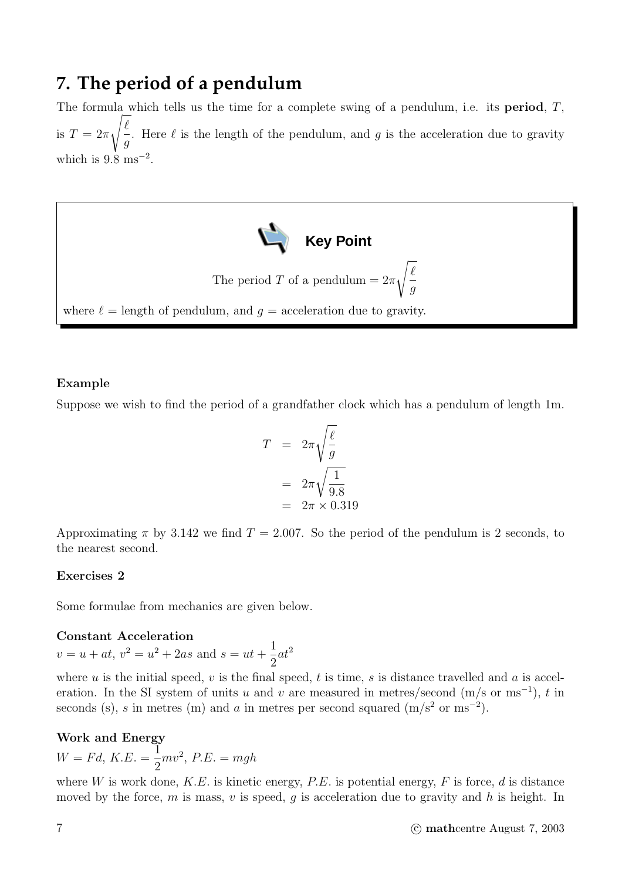# 7. The period of a pendulum

The formula which tells us the time for a complete swing of a pendulum, i.e. its **period**, $T$, is $T = 2\pi\sqrt{\frac{\ell}{g}}$. Here $\ell$ is the length of the pendulum, and $g$ is the acceleration due to gravity which is 9.8 $\text{ms}^{-2}$.

> **Key Point**
>
> The period $T$ of a pendulum $= 2\pi\sqrt{\frac{\ell}{g}}$
>
> where $\ell$ = length of pendulum, and $g$ = acceleration due to gravity.

**Example**

Suppose we wish to find the period of a grandfather clock which has a pendulum of length 1m.

$$\begin{aligned} T &= 2\pi\sqrt{\frac{\ell}{g}} \\ &= 2\pi\sqrt{\frac{1}{9.8}} \\ &= 2\pi \times 0.319 \end{aligned}$$

Approximating $\pi$ by 3.142 we find $T = 2.007$. So the period of the pendulum is 2 seconds, to the nearest second.

**Exercises 2**

Some formulae from mechanics are given below.

**Constant Acceleration**

$v = u + at$, $v^2 = u^2 + 2as$ and $s = ut + \frac{1}{2}at^2$

where $u$ is the initial speed, $v$ is the final speed, $t$ is time, $s$ is distance travelled and $a$ is acceleration. In the SI system of units $u$ and $v$ are measured in metres/second (m/s or $\text{ms}^{-1}$), $t$ in seconds (s), $s$ in metres (m) and $a$ in metres per second squared ($\text{m/s}^2$ or $\text{ms}^{-2}$).

**Work and Energy**

$W = Fd$, $K.E. = \frac{1}{2}mv^2$, $P.E. = mgh$

where $W$ is work done, $K.E.$ is kinetic energy, $P.E.$ is potential energy, $F$ is force, $d$ is distance moved by the force, $m$ is mass, $v$ is speed, $g$ is acceleration due to gravity and $h$ is height. In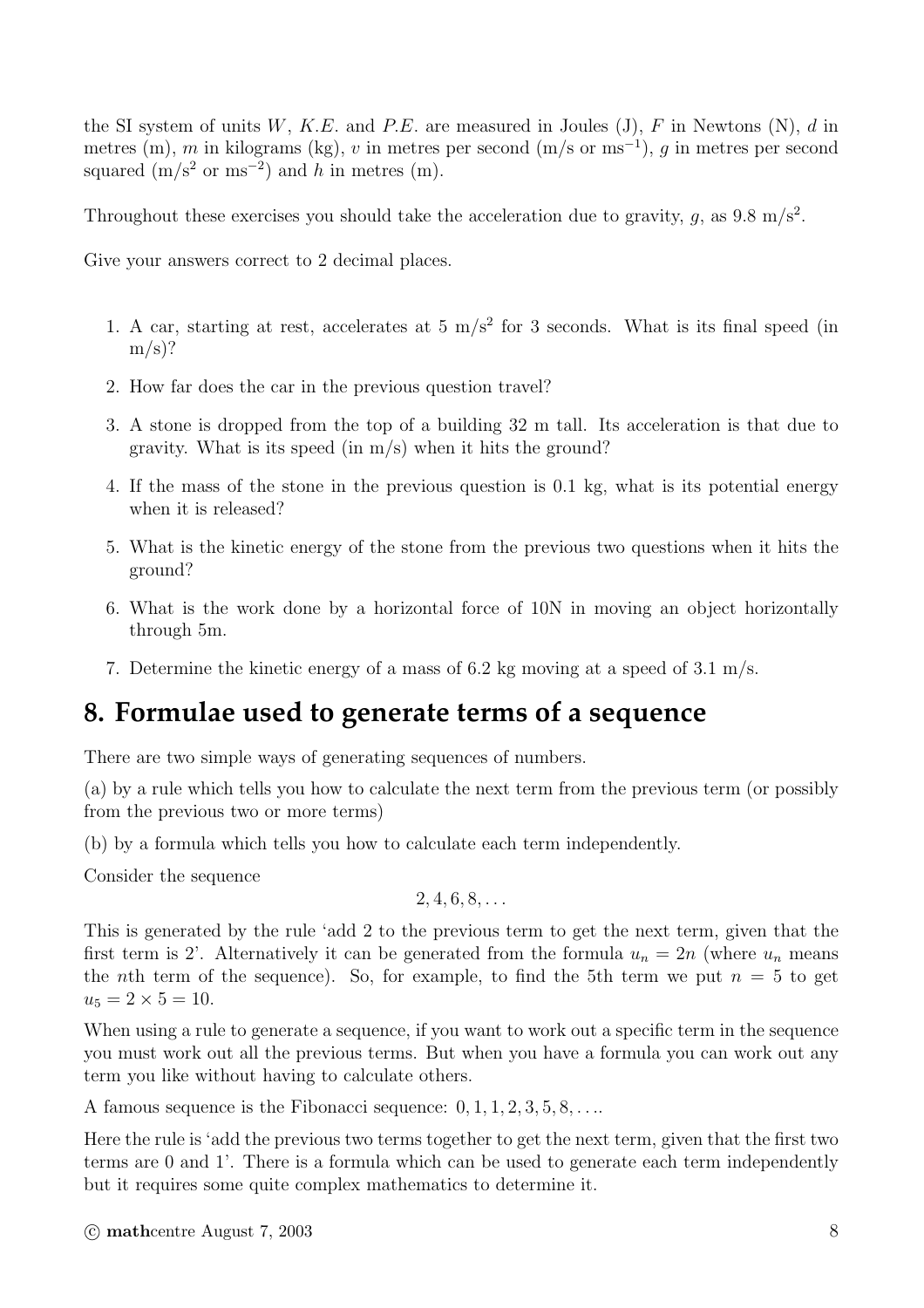the SI system of units $W$, $K.E.$ and $P.E.$ are measured in Joules (J), $F$ in Newtons (N), $d$ in metres (m), $m$ in kilograms (kg), $v$ in metres per second (m/s or $\text{ms}^{-1}$), $g$ in metres per second squared ($\text{m/s}^2$ or $\text{ms}^{-2}$) and $h$ in metres (m).

Throughout these exercises you should take the acceleration due to gravity, $g$, as 9.8 $\text{m/s}^2$.

Give your answers correct to 2 decimal places.

1. A car, starting at rest, accelerates at 5 $\text{m/s}^2$ for 3 seconds. What is its final speed (in m/s)?
2. How far does the car in the previous question travel?
3. A stone is dropped from the top of a building 32 m tall. Its acceleration is that due to gravity. What is its speed (in m/s) when it hits the ground?
4. If the mass of the stone in the previous question is 0.1 kg, what is its potential energy when it is released?
5. What is the kinetic energy of the stone from the previous two questions when it hits the ground?
6. What is the work done by a horizontal force of 10N in moving an object horizontally through 5m.
7. Determine the kinetic energy of a mass of 6.2 kg moving at a speed of 3.1 m/s.

## 8. Formulae used to generate terms of a sequence

There are two simple ways of generating sequences of numbers.

(a) by a rule which tells you how to calculate the next term from the previous term (or possibly from the previous two or more terms)

(b) by a formula which tells you how to calculate each term independently.

Consider the sequence

$$2, 4, 6, 8, \ldots$$

This is generated by the rule 'add 2 to the previous term to get the next term, given that the first term is 2'. Alternatively it can be generated from the formula $u_n = 2n$ (where $u_n$ means the $n$th term of the sequence). So, for example, to find the 5th term we put $n = 5$ to get $u_5 = 2 \times 5 = 10$.

When using a rule to generate a sequence, if you want to work out a specific term in the sequence you must work out all the previous terms. But when you have a formula you can work out any term you like without having to calculate others.

A famous sequence is the Fibonacci sequence: $0, 1, 1, 2, 3, 5, 8, \ldots$.

Here the rule is 'add the previous two terms together to get the next term, given that the first two terms are 0 and 1'. There is a formula which can be used to generate each term independently but it requires some quite complex mathematics to determine it.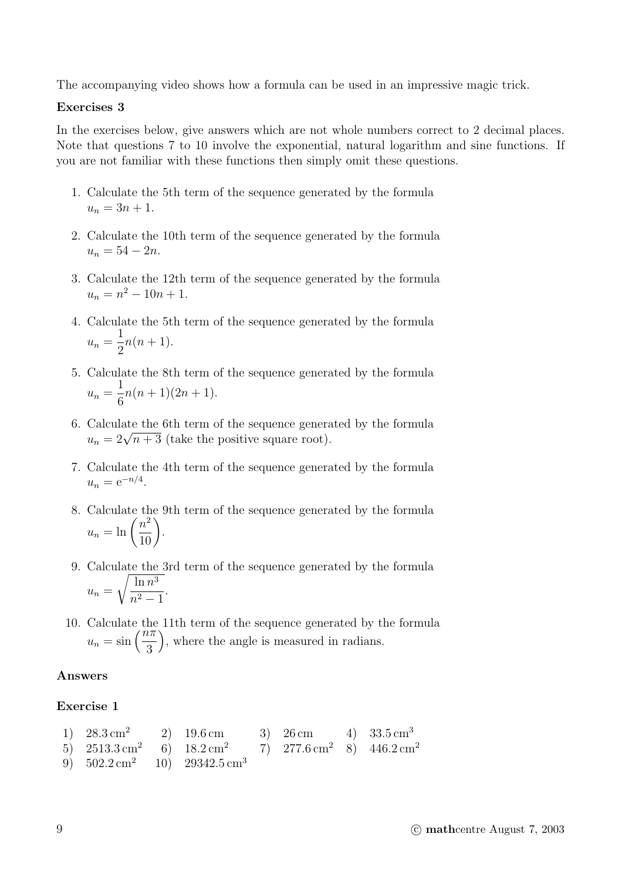The accompanying video shows how a formula can be used in an impressive magic trick.

### Exercises 3

In the exercises below, give answers which are not whole numbers correct to 2 decimal places. Note that questions 7 to 10 involve the exponential, natural logarithm and sine functions. If you are not familiar with these functions then simply omit these questions.

1. Calculate the 5th term of the sequence generated by the formula $u_n = 3n + 1$.

2. Calculate the 10th term of the sequence generated by the formula $u_n = 54 - 2n$.

3. Calculate the 12th term of the sequence generated by the formula $u_n = n^2 - 10n + 1$.

4. Calculate the 5th term of the sequence generated by the formula $u_n = \dfrac{1}{2}n(n + 1)$.

5. Calculate the 8th term of the sequence generated by the formula $u_n = \dfrac{1}{6}n(n + 1)(2n + 1)$.

6. Calculate the 6th term of the sequence generated by the formula $u_n = 2\sqrt{n + 3}$ (take the positive square root).

7. Calculate the 4th term of the sequence generated by the formula $u_n = \mathrm{e}^{-n/4}$.

8. Calculate the 9th term of the sequence generated by the formula $u_n = \ln\left(\dfrac{n^2}{10}\right)$.

9. Calculate the 3rd term of the sequence generated by the formula $u_n = \sqrt{\dfrac{\ln n^3}{n^2 - 1}}$.

10. Calculate the 11th term of the sequence generated by the formula $u_n = \sin\left(\dfrac{n\pi}{3}\right)$, where the angle is measured in radians.

### Answers

### Exercise 1

| | | | | | | | |
|---|---|---|---|---|---|---|---|
| 1) | $28.3\,\mathrm{cm}^2$ | 2) | $19.6\,\mathrm{cm}$ | 3) | $26\,\mathrm{cm}$ | 4) | $33.5\,\mathrm{cm}^3$ |
| 5) | $2513.3\,\mathrm{cm}^2$ | 6) | $18.2\,\mathrm{cm}^2$ | 7) | $277.6\,\mathrm{cm}^2$ | 8) | $446.2\,\mathrm{cm}^2$ |
| 9) | $502.2\,\mathrm{cm}^2$ | 10) | $29342.5\,\mathrm{cm}^3$ | | | | |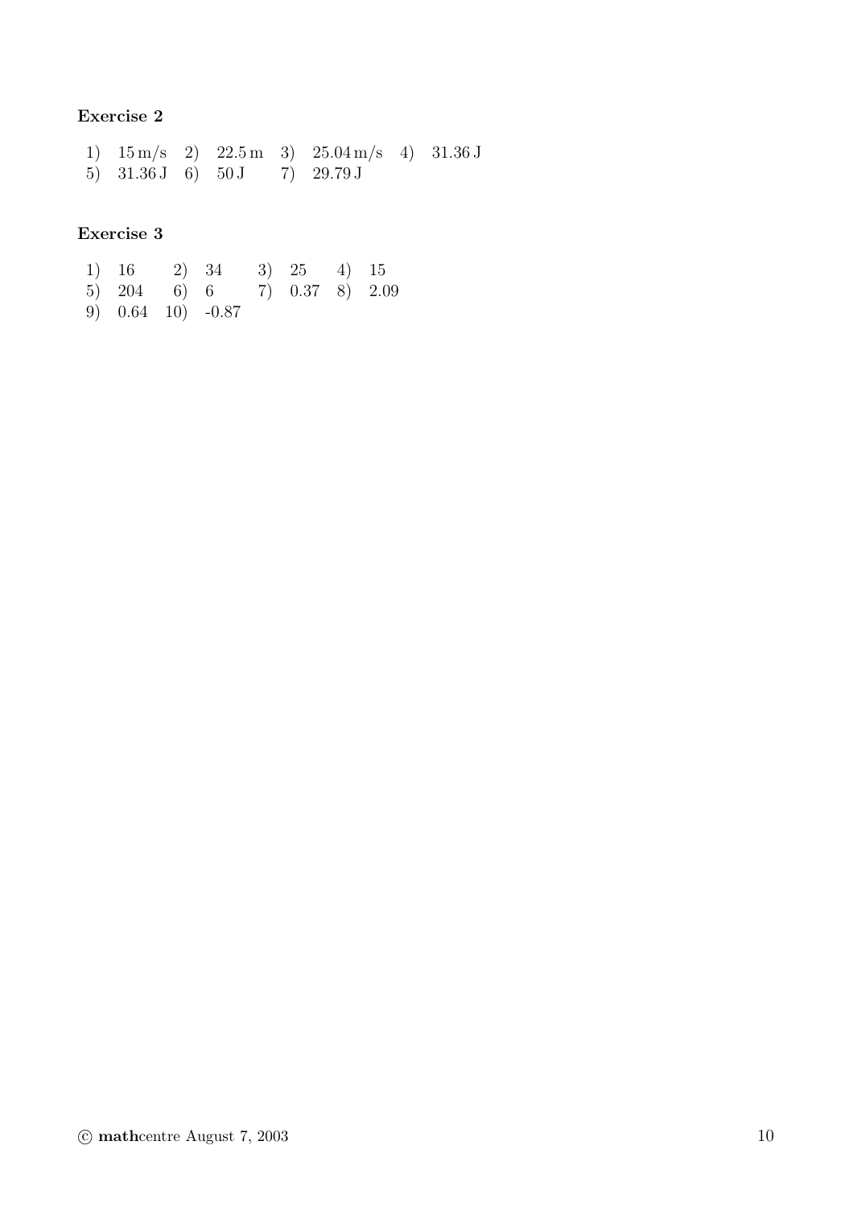**Exercise 2**

| | | | | | | | |
|---|---|---|---|---|---|---|---|
| 1) | 15 m/s | 2) | 22.5 m | 3) | 25.04 m/s | 4) | 31.36 J |
| 5) | 31.36 J | 6) | 50 J | 7) | 29.79 J | | |

**Exercise 3**

| | | | | | | | |
|---|---|---|---|---|---|---|---|
| 1) | 16 | 2) | 34 | 3) | 25 | 4) | 15 |
| 5) | 204 | 6) | 6 | 7) | 0.37 | 8) | 2.09 |
| 9) | 0.64 | 10) | -0.87 | | | | |